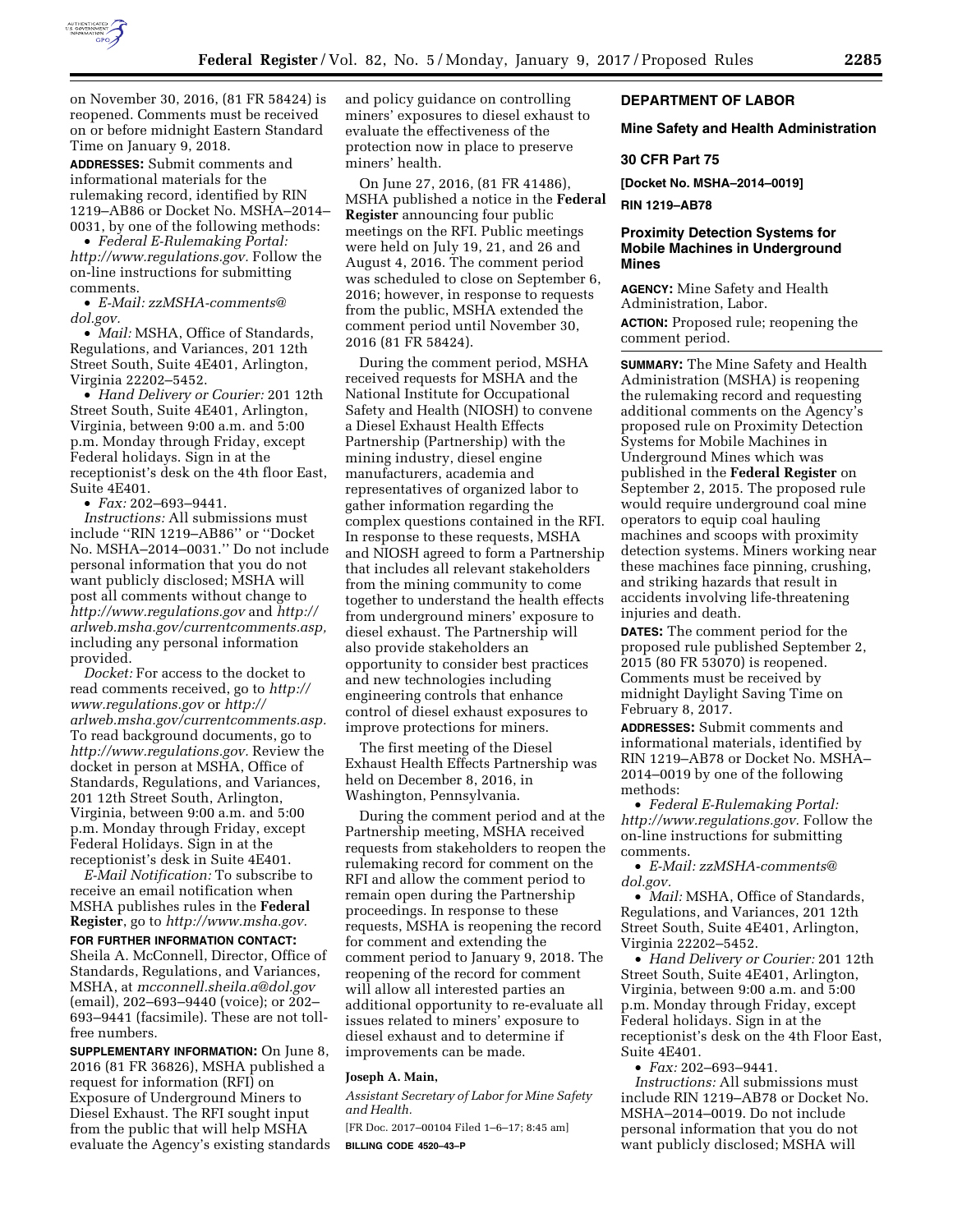on November 30, 2016, (81 FR 58424) is reopened. Comments must be received on or before midnight Eastern Standard Time on January 9, 2018.

**ADDRESSES:** Submit comments and informational materials for the rulemaking record, identified by RIN 1219–AB86 or Docket No. MSHA–2014–0031, by one of the following methods:

- *Federal E-Rulemaking Portal: http://www.regulations.gov.* Follow the on-line instructions for submitting comments.
- *E-Mail: zzMSHA-comments@dol.gov.*
- *Mail:* MSHA, Office of Standards, Regulations, and Variances, 201 12th Street South, Suite 4E401, Arlington, Virginia 22202–5452.
- *Hand Delivery or Courier:* 201 12th Street South, Suite 4E401, Arlington, Virginia, between 9:00 a.m. and 5:00 p.m. Monday through Friday, except Federal holidays. Sign in at the receptionist's desk on the 4th floor East, Suite 4E401.
- *Fax:* 202–693–9441.

*Instructions:* All submissions must include ''RIN 1219–AB86'' or ''Docket No. MSHA–2014–0031.'' Do not include personal information that you do not want publicly disclosed; MSHA will post all comments without change to *http://www.regulations.gov* and *http://arlweb.msha.gov/currentcomments.asp,* including any personal information provided.

*Docket:* For access to the docket to read comments received, go to *http://www.regulations.gov* or *http://arlweb.msha.gov/currentcomments.asp.* To read background documents, go to *http://www.regulations.gov.* Review the docket in person at MSHA, Office of Standards, Regulations, and Variances, 201 12th Street South, Arlington, Virginia, between 9:00 a.m. and 5:00 p.m. Monday through Friday, except Federal Holidays. Sign in at the receptionist's desk in Suite 4E401.

*E-Mail Notification:* To subscribe to receive an email notification when MSHA publishes rules in the **Federal Register**, go to *http://www.msha.gov.*

**FOR FURTHER INFORMATION CONTACT:** Sheila A. McConnell, Director, Office of Standards, Regulations, and Variances, MSHA, at *mcconnell.sheila.a@dol.gov* (email), 202–693–9440 (voice); or 202–693–9441 (facsimile). These are not toll-free numbers.

**SUPPLEMENTARY INFORMATION:** On June 8, 2016 (81 FR 36826), MSHA published a request for information (RFI) on Exposure of Underground Miners to Diesel Exhaust. The RFI sought input from the public that will help MSHA evaluate the Agency's existing standards and policy guidance on controlling miners' exposures to diesel exhaust to evaluate the effectiveness of the protection now in place to preserve miners' health.

On June 27, 2016, (81 FR 41486), MSHA published a notice in the **Federal Register** announcing four public meetings on the RFI. Public meetings were held on July 19, 21, and 26 and August 4, 2016. The comment period was scheduled to close on September 6, 2016; however, in response to requests from the public, MSHA extended the comment period until November 30, 2016 (81 FR 58424).

During the comment period, MSHA received requests for MSHA and the National Institute for Occupational Safety and Health (NIOSH) to convene a Diesel Exhaust Health Effects Partnership (Partnership) with the mining industry, diesel engine manufacturers, academia and representatives of organized labor to gather information regarding the complex questions contained in the RFI. In response to these requests, MSHA and NIOSH agreed to form a Partnership that includes all relevant stakeholders from the mining community to come together to understand the health effects from underground miners' exposure to diesel exhaust. The Partnership will also provide stakeholders an opportunity to consider best practices and new technologies including engineering controls that enhance control of diesel exhaust exposures to improve protections for miners.

The first meeting of the Diesel Exhaust Health Effects Partnership was held on December 8, 2016, in Washington, Pennsylvania.

During the comment period and at the Partnership meeting, MSHA received requests from stakeholders to reopen the rulemaking record for comment on the RFI and allow the comment period to remain open during the Partnership proceedings. In response to these requests, MSHA is reopening the record for comment and extending the comment period to January 9, 2018. The reopening of the record for comment will allow all interested parties an additional opportunity to re-evaluate all issues related to miners' exposure to diesel exhaust and to determine if improvements can be made.

**Joseph A. Main,**

*Assistant Secretary of Labor for Mine Safety and Health.*

[FR Doc. 2017–00104 Filed 1–6–17; 8:45 am]

**BILLING CODE 4520–43–P**

## DEPARTMENT OF LABOR

## Mine Safety and Health Administration

## 30 CFR Part 75

**[Docket No. MSHA–2014–0019]**

**RIN 1219–AB78**

# Proximity Detection Systems for Mobile Machines in Underground Mines

**AGENCY:** Mine Safety and Health Administration, Labor.

**ACTION:** Proposed rule; reopening the comment period.

**SUMMARY:** The Mine Safety and Health Administration (MSHA) is reopening the rulemaking record and requesting additional comments on the Agency's proposed rule on Proximity Detection Systems for Mobile Machines in Underground Mines which was published in the **Federal Register** on September 2, 2015. The proposed rule would require underground coal mine operators to equip coal hauling machines and scoops with proximity detection systems. Miners working near these machines face pinning, crushing, and striking hazards that result in accidents involving life-threatening injuries and death.

**DATES:** The comment period for the proposed rule published September 2, 2015 (80 FR 53070) is reopened. Comments must be received by midnight Daylight Saving Time on February 8, 2017.

**ADDRESSES:** Submit comments and informational materials, identified by RIN 1219–AB78 or Docket No. MSHA–2014–0019 by one of the following methods:

- *Federal E-Rulemaking Portal: http://www.regulations.gov.* Follow the on-line instructions for submitting comments.
- *E-Mail: zzMSHA-comments@dol.gov.*
- *Mail:* MSHA, Office of Standards, Regulations, and Variances, 201 12th Street South, Suite 4E401, Arlington, Virginia 22202–5452.
- *Hand Delivery or Courier:* 201 12th Street South, Suite 4E401, Arlington, Virginia, between 9:00 a.m. and 5:00 p.m. Monday through Friday, except Federal holidays. Sign in at the receptionist's desk on the 4th Floor East, Suite 4E401.
- *Fax:* 202–693–9441.

*Instructions:* All submissions must include RIN 1219–AB78 or Docket No. MSHA–2014–0019. Do not include personal information that you do not want publicly disclosed; MSHA will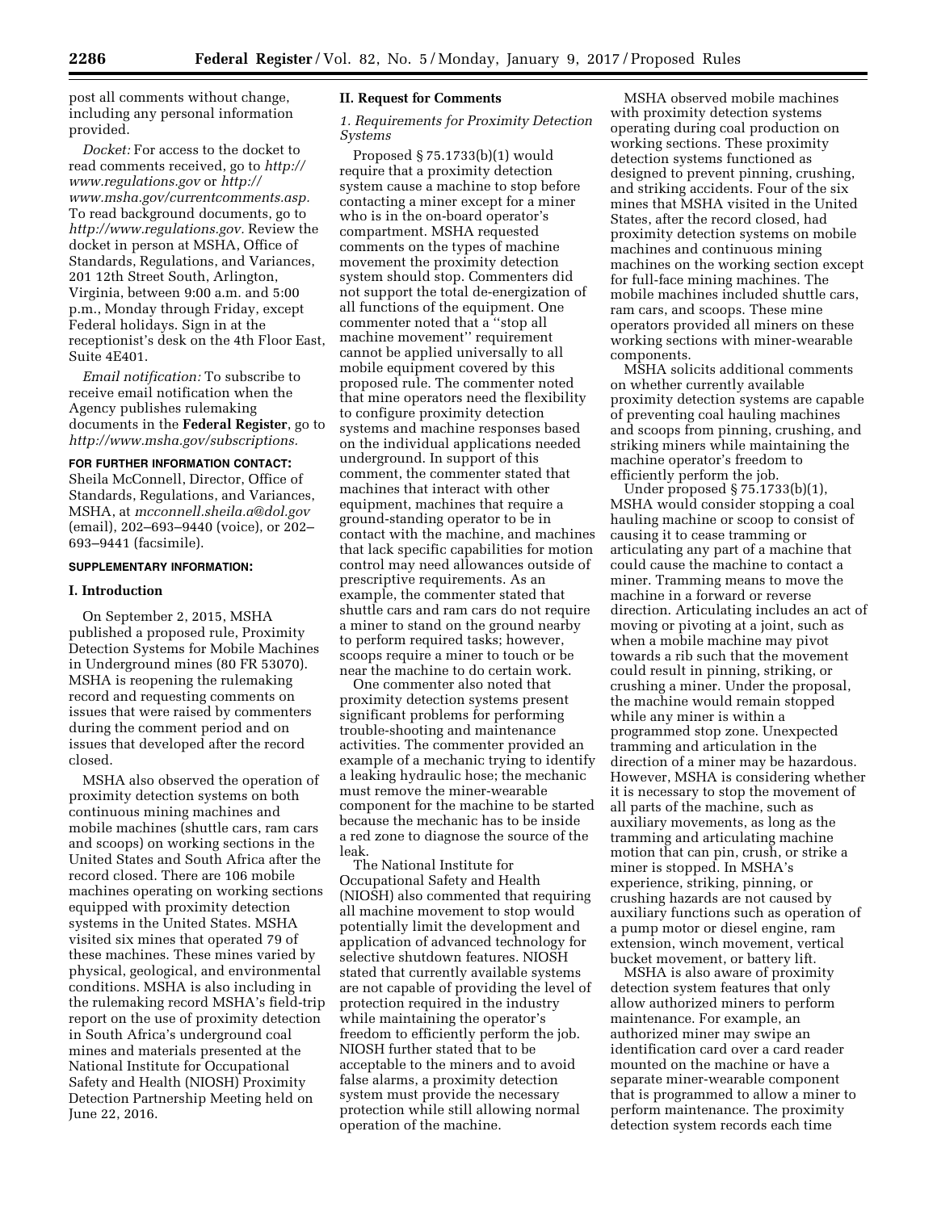post all comments without change, including any personal information provided.

*Docket:* For access to the docket to read comments received, go to *http://www.regulations.gov* or *http://www.msha.gov/currentcomments.asp.* To read background documents, go to *http://www.regulations.gov.* Review the docket in person at MSHA, Office of Standards, Regulations, and Variances, 201 12th Street South, Arlington, Virginia, between 9:00 a.m. and 5:00 p.m., Monday through Friday, except Federal holidays. Sign in at the receptionist's desk on the 4th Floor East, Suite 4E401.

*Email notification:* To subscribe to receive email notification when the Agency publishes rulemaking documents in the **Federal Register**, go to *http://www.msha.gov/subscriptions.*

**FOR FURTHER INFORMATION CONTACT:** Sheila McConnell, Director, Office of Standards, Regulations, and Variances, MSHA, at *mcconnell.sheila.a@dol.gov* (email), 202–693–9440 (voice), or 202–693–9441 (facsimile).

**SUPPLEMENTARY INFORMATION:**

## I. Introduction

On September 2, 2015, MSHA published a proposed rule, Proximity Detection Systems for Mobile Machines in Underground mines (80 FR 53070). MSHA is reopening the rulemaking record and requesting comments on issues that were raised by commenters during the comment period and on issues that developed after the record closed.

MSHA also observed the operation of proximity detection systems on both continuous mining machines and mobile machines (shuttle cars, ram cars and scoops) on working sections in the United States and South Africa after the record closed. There are 106 mobile machines operating on working sections equipped with proximity detection systems in the United States. MSHA visited six mines that operated 79 of these machines. These mines varied by physical, geological, and environmental conditions. MSHA is also including in the rulemaking record MSHA's field-trip report on the use of proximity detection in South Africa's underground coal mines and materials presented at the National Institute for Occupational Safety and Health (NIOSH) Proximity Detection Partnership Meeting held on June 22, 2016.

## II. Request for Comments

### *1. Requirements for Proximity Detection Systems*

Proposed § 75.1733(b)(1) would require that a proximity detection system cause a machine to stop before contacting a miner except for a miner who is in the on-board operator's compartment. MSHA requested comments on the types of machine movement the proximity detection system should stop. Commenters did not support the total de-energization of all functions of the equipment. One commenter noted that a ''stop all machine movement'' requirement cannot be applied universally to all mobile equipment covered by this proposed rule. The commenter noted that mine operators need the flexibility to configure proximity detection systems and machine responses based on the individual applications needed underground. In support of this comment, the commenter stated that machines that interact with other equipment, machines that require a ground-standing operator to be in contact with the machine, and machines that lack specific capabilities for motion control may need allowances outside of prescriptive requirements. As an example, the commenter stated that shuttle cars and ram cars do not require a miner to stand on the ground nearby to perform required tasks; however, scoops require a miner to touch or be near the machine to do certain work.

One commenter also noted that proximity detection systems present significant problems for performing trouble-shooting and maintenance activities. The commenter provided an example of a mechanic trying to identify a leaking hydraulic hose; the mechanic must remove the miner-wearable component for the machine to be started because the machine has to be inside a red zone to diagnose the source of the leak.

The National Institute for Occupational Safety and Health (NIOSH) also commented that requiring all machine movement to stop would potentially limit the development and application of advanced technology for selective shutdown features. NIOSH stated that currently available systems are not capable of providing the level of protection required in the industry while maintaining the operator's freedom to efficiently perform the job. NIOSH further stated that to be acceptable to the miners and to avoid false alarms, a proximity detection system must provide the necessary protection while still allowing normal operation of the machine.

MSHA observed mobile machines with proximity detection systems operating during coal production on working sections. These proximity detection systems functioned as designed to prevent pinning, crushing, and striking accidents. Four of the six mines that MSHA visited in the United States, after the record closed, had proximity detection systems on mobile machines and continuous mining machines on the working section except for full-face mining machines. The mobile machines included shuttle cars, ram cars, and scoops. These mine operators provided all miners on these working sections with miner-wearable components.

MSHA solicits additional comments on whether currently available proximity detection systems are capable of preventing coal hauling machines and scoops from pinning, crushing, and striking miners while maintaining the machine operator's freedom to efficiently perform the job.

Under proposed § 75.1733(b)(1), MSHA would consider stopping a coal hauling machine or scoop to consist of causing it to cease tramming or articulating any part of a machine that could cause the machine to contact a miner. Tramming means to move the machine in a forward or reverse direction. Articulating includes an act of moving or pivoting at a joint, such as when a mobile machine may pivot towards a rib such that the movement could result in pinning, striking, or crushing a miner. Under the proposal, the machine would remain stopped while any miner is within a programmed stop zone. Unexpected tramming and articulation in the direction of a miner may be hazardous. However, MSHA is considering whether it is necessary to stop the movement of all parts of the machine, such as auxiliary movements, as long as the tramming and articulating machine motion that can pin, crush, or strike a miner is stopped. In MSHA's experience, striking, pinning, or crushing hazards are not caused by auxiliary functions such as operation of a pump motor or diesel engine, ram extension, winch movement, vertical bucket movement, or battery lift.

MSHA is also aware of proximity detection system features that only allow authorized miners to perform maintenance. For example, an authorized miner may swipe an identification card over a card reader mounted on the machine or have a separate miner-wearable component that is programmed to allow a miner to perform maintenance. The proximity detection system records each time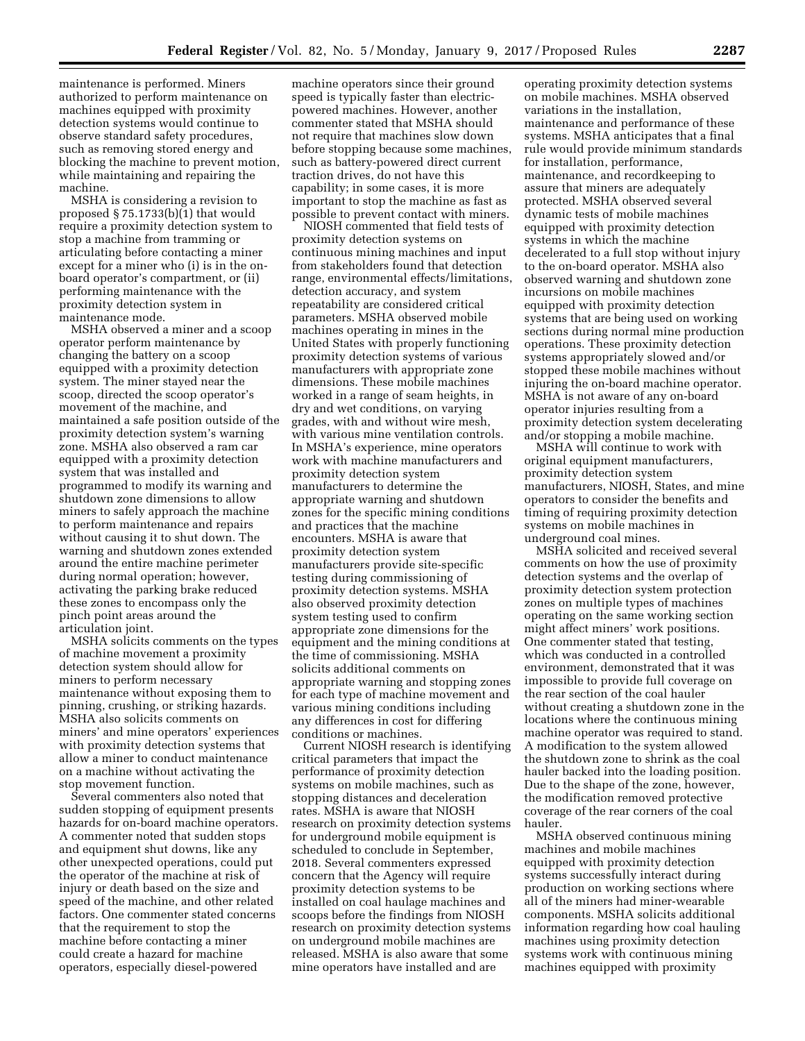maintenance is performed. Miners authorized to perform maintenance on machines equipped with proximity detection systems would continue to observe standard safety procedures, such as removing stored energy and blocking the machine to prevent motion, while maintaining and repairing the machine.

MSHA is considering a revision to proposed § 75.1733(b)(1) that would require a proximity detection system to stop a machine from tramming or articulating before contacting a miner except for a miner who (i) is in the on-board operator's compartment, or (ii) performing maintenance with the proximity detection system in maintenance mode.

MSHA observed a miner and a scoop operator perform maintenance by changing the battery on a scoop equipped with a proximity detection system. The miner stayed near the scoop, directed the scoop operator's movement of the machine, and maintained a safe position outside of the proximity detection system's warning zone. MSHA also observed a ram car equipped with a proximity detection system that was installed and programmed to modify its warning and shutdown zone dimensions to allow miners to safely approach the machine to perform maintenance and repairs without causing it to shut down. The warning and shutdown zones extended around the entire machine perimeter during normal operation; however, activating the parking brake reduced these zones to encompass only the pinch point areas around the articulation joint.

MSHA solicits comments on the types of machine movement a proximity detection system should allow for miners to perform necessary maintenance without exposing them to pinning, crushing, or striking hazards. MSHA also solicits comments on miners' and mine operators' experiences with proximity detection systems that allow a miner to conduct maintenance on a machine without activating the stop movement function.

Several commenters also noted that sudden stopping of equipment presents hazards for on-board machine operators. A commenter noted that sudden stops and equipment shut downs, like any other unexpected operations, could put the operator of the machine at risk of injury or death based on the size and speed of the machine, and other related factors. One commenter stated concerns that the requirement to stop the machine before contacting a miner could create a hazard for machine operators, especially diesel-powered machine operators since their ground speed is typically faster than electric-powered machines. However, another commenter stated that MSHA should not require that machines slow down before stopping because some machines, such as battery-powered direct current traction drives, do not have this capability; in some cases, it is more important to stop the machine as fast as possible to prevent contact with miners.

NIOSH commented that field tests of proximity detection systems on continuous mining machines and input from stakeholders found that detection range, environmental effects/limitations, detection accuracy, and system repeatability are considered critical parameters. MSHA observed mobile machines operating in mines in the United States with properly functioning proximity detection systems of various manufacturers with appropriate zone dimensions. These mobile machines worked in a range of seam heights, in dry and wet conditions, on varying grades, with and without wire mesh, with various mine ventilation controls. In MSHA's experience, mine operators work with machine manufacturers and proximity detection system manufacturers to determine the appropriate warning and shutdown zones for the specific mining conditions and practices that the machine encounters. MSHA is aware that proximity detection system manufacturers provide site-specific testing during commissioning of proximity detection systems. MSHA also observed proximity detection system testing used to confirm appropriate zone dimensions for the equipment and the mining conditions at the time of commissioning. MSHA solicits additional comments on appropriate warning and stopping zones for each type of machine movement and various mining conditions including any differences in cost for differing conditions or machines.

Current NIOSH research is identifying critical parameters that impact the performance of proximity detection systems on mobile machines, such as stopping distances and deceleration rates. MSHA is aware that NIOSH research on proximity detection systems for underground mobile equipment is scheduled to conclude in September, 2018. Several commenters expressed concern that the Agency will require proximity detection systems to be installed on coal haulage machines and scoops before the findings from NIOSH research on proximity detection systems on underground mobile machines are released. MSHA is also aware that some mine operators have installed and are operating proximity detection systems on mobile machines. MSHA observed variations in the installation, maintenance and performance of these systems. MSHA anticipates that a final rule would provide minimum standards for installation, performance, maintenance, and recordkeeping to assure that miners are adequately protected. MSHA observed several dynamic tests of mobile machines equipped with proximity detection systems in which the machine decelerated to a full stop without injury to the on-board operator. MSHA also observed warning and shutdown zone incursions on mobile machines equipped with proximity detection systems that are being used on working sections during normal mine production operations. These proximity detection systems appropriately slowed and/or stopped these mobile machines without injuring the on-board machine operator. MSHA is not aware of any on-board operator injuries resulting from a proximity detection system decelerating and/or stopping a mobile machine.

MSHA will continue to work with original equipment manufacturers, proximity detection system manufacturers, NIOSH, States, and mine operators to consider the benefits and timing of requiring proximity detection systems on mobile machines in underground coal mines.

MSHA solicited and received several comments on how the use of proximity detection systems and the overlap of proximity detection system protection zones on multiple types of machines operating on the same working section might affect miners' work positions. One commenter stated that testing, which was conducted in a controlled environment, demonstrated that it was impossible to provide full coverage on the rear section of the coal hauler without creating a shutdown zone in the locations where the continuous mining machine operator was required to stand. A modification to the system allowed the shutdown zone to shrink as the coal hauler backed into the loading position. Due to the shape of the zone, however, the modification removed protective coverage of the rear corners of the coal hauler.

MSHA observed continuous mining machines and mobile machines equipped with proximity detection systems successfully interact during production on working sections where all of the miners had miner-wearable components. MSHA solicits additional information regarding how coal hauling machines using proximity detection systems work with continuous mining machines equipped with proximity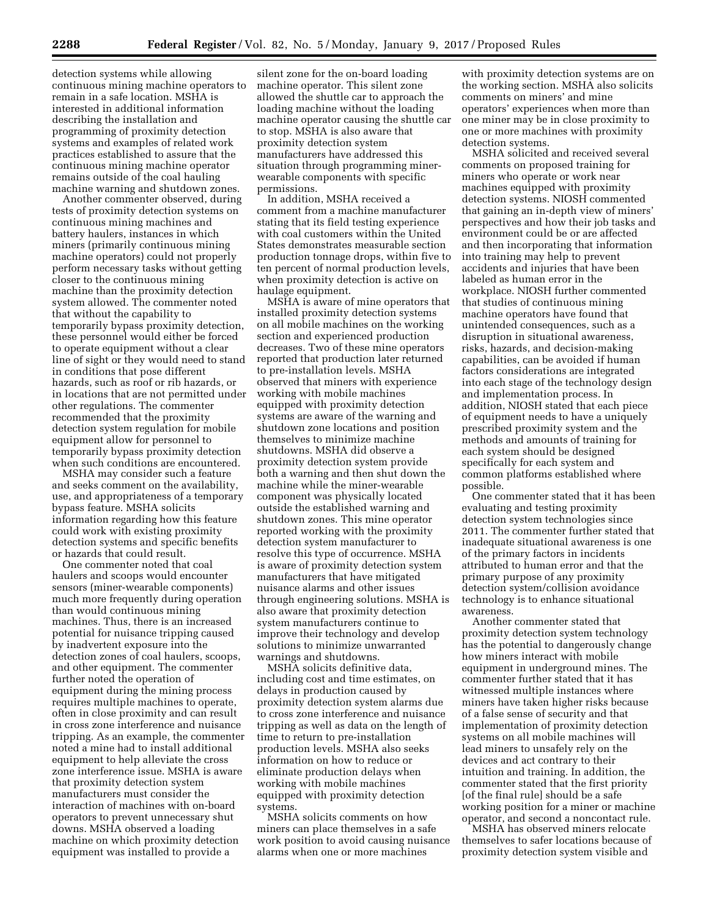detection systems while allowing continuous mining machine operators to remain in a safe location. MSHA is interested in additional information describing the installation and programming of proximity detection systems and examples of related work practices established to assure that the continuous mining machine operator remains outside of the coal hauling machine warning and shutdown zones.

Another commenter observed, during tests of proximity detection systems on continuous mining machines and battery haulers, instances in which miners (primarily continuous mining machine operators) could not properly perform necessary tasks without getting closer to the continuous mining machine than the proximity detection system allowed. The commenter noted that without the capability to temporarily bypass proximity detection, these personnel would either be forced to operate equipment without a clear line of sight or they would need to stand in conditions that pose different hazards, such as roof or rib hazards, or in locations that are not permitted under other regulations. The commenter recommended that the proximity detection system regulation for mobile equipment allow for personnel to temporarily bypass proximity detection when such conditions are encountered.

MSHA may consider such a feature and seeks comment on the availability, use, and appropriateness of a temporary bypass feature. MSHA solicits information regarding how this feature could work with existing proximity detection systems and specific benefits or hazards that could result.

One commenter noted that coal haulers and scoops would encounter sensors (miner-wearable components) much more frequently during operation than would continuous mining machines. Thus, there is an increased potential for nuisance tripping caused by inadvertent exposure into the detection zones of coal haulers, scoops, and other equipment. The commenter further noted the operation of equipment during the mining process requires multiple machines to operate, often in close proximity and can result in cross zone interference and nuisance tripping. As an example, the commenter noted a mine had to install additional equipment to help alleviate the cross zone interference issue. MSHA is aware that proximity detection system manufacturers must consider the interaction of machines with on-board operators to prevent unnecessary shut downs. MSHA observed a loading machine on which proximity detection equipment was installed to provide a silent zone for the on-board loading machine operator. This silent zone allowed the shuttle car to approach the loading machine without the loading machine operator causing the shuttle car to stop. MSHA is also aware that proximity detection system manufacturers have addressed this situation through programming miner-wearable components with specific permissions.

In addition, MSHA received a comment from a machine manufacturer stating that its field testing experience with coal customers within the United States demonstrates measurable section production tonnage drops, within five to ten percent of normal production levels, when proximity detection is active on haulage equipment.

MSHA is aware of mine operators that installed proximity detection systems on all mobile machines on the working section and experienced production decreases. Two of these mine operators reported that production later returned to pre-installation levels. MSHA observed that miners with experience working with mobile machines equipped with proximity detection systems are aware of the warning and shutdown zone locations and position themselves to minimize machine shutdowns. MSHA did observe a proximity detection system provide both a warning and then shut down the machine while the miner-wearable component was physically located outside the established warning and shutdown zones. This mine operator reported working with the proximity detection system manufacturer to resolve this type of occurrence. MSHA is aware of proximity detection system manufacturers that have mitigated nuisance alarms and other issues through engineering solutions. MSHA is also aware that proximity detection system manufacturers continue to improve their technology and develop solutions to minimize unwarranted warnings and shutdowns.

MSHA solicits definitive data, including cost and time estimates, on delays in production caused by proximity detection system alarms due to cross zone interference and nuisance tripping as well as data on the length of time to return to pre-installation production levels. MSHA also seeks information on how to reduce or eliminate production delays when working with mobile machines equipped with proximity detection systems.

MSHA solicits comments on how miners can place themselves in a safe work position to avoid causing nuisance alarms when one or more machines with proximity detection systems are on the working section. MSHA also solicits comments on miners' and mine operators' experiences when more than one miner may be in close proximity to one or more machines with proximity detection systems.

MSHA solicited and received several comments on proposed training for miners who operate or work near machines equipped with proximity detection systems. NIOSH commented that gaining an in-depth view of miners' perspectives and how their job tasks and environment could be or are affected and then incorporating that information into training may help to prevent accidents and injuries that have been labeled as human error in the workplace. NIOSH further commented that studies of continuous mining machine operators have found that unintended consequences, such as a disruption in situational awareness, risks, hazards, and decision-making capabilities, can be avoided if human factors considerations are integrated into each stage of the technology design and implementation process. In addition, NIOSH stated that each piece of equipment needs to have a uniquely prescribed proximity system and the methods and amounts of training for each system should be designed specifically for each system and common platforms established where possible.

One commenter stated that it has been evaluating and testing proximity detection system technologies since 2011. The commenter further stated that inadequate situational awareness is one of the primary factors in incidents attributed to human error and that the primary purpose of any proximity detection system/collision avoidance technology is to enhance situational awareness.

Another commenter stated that proximity detection system technology has the potential to dangerously change how miners interact with mobile equipment in underground mines. The commenter further stated that it has witnessed multiple instances where miners have taken higher risks because of a false sense of security and that implementation of proximity detection systems on all mobile machines will lead miners to unsafely rely on the devices and act contrary to their intuition and training. In addition, the commenter stated that the first priority [of the final rule] should be a safe working position for a miner or machine operator, and second a noncontact rule.

MSHA has observed miners relocate themselves to safer locations because of proximity detection system visible and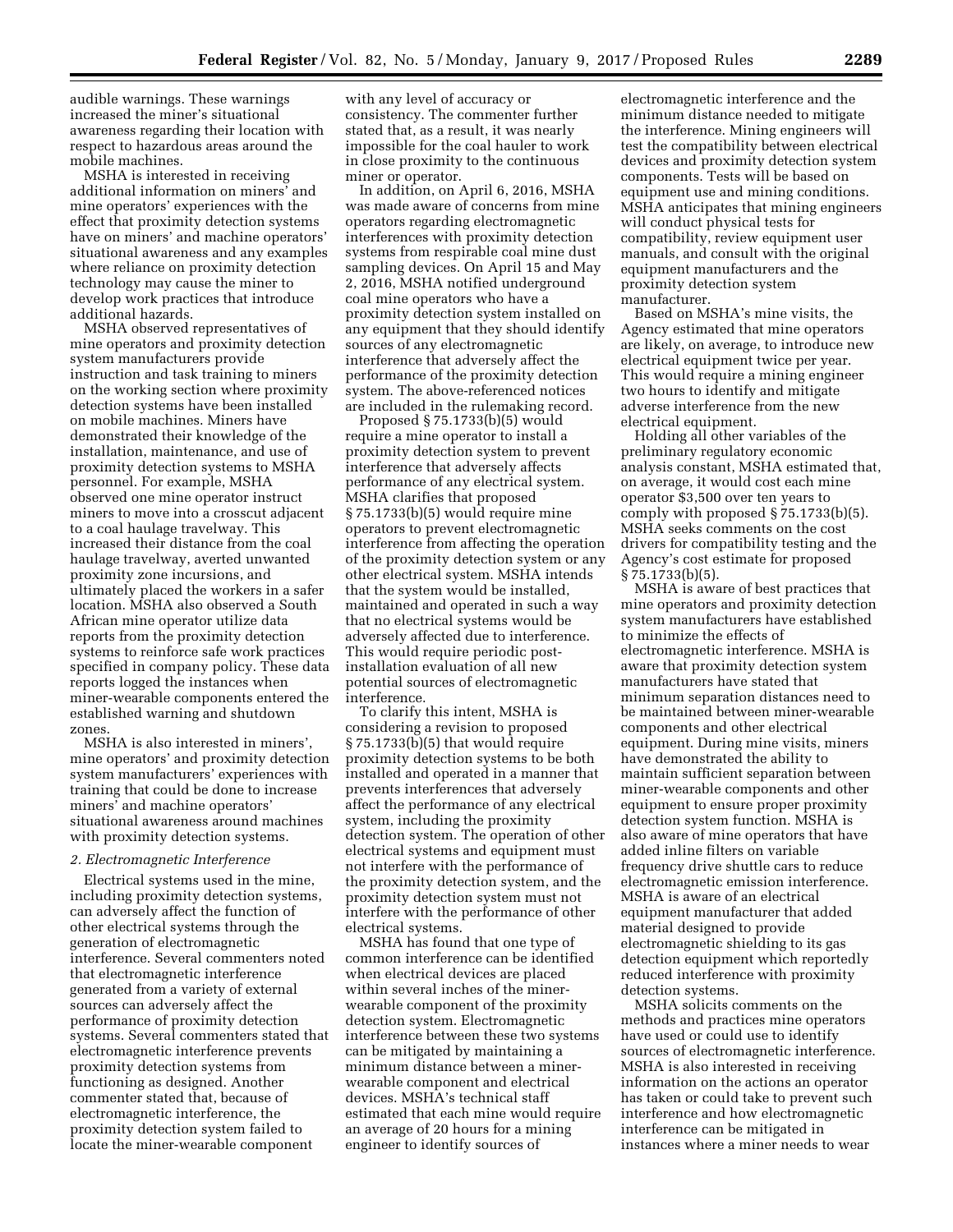audible warnings. These warnings increased the miner's situational awareness regarding their location with respect to hazardous areas around the mobile machines.

MSHA is interested in receiving additional information on miners' and mine operators' experiences with the effect that proximity detection systems have on miners' and machine operators' situational awareness and any examples where reliance on proximity detection technology may cause the miner to develop work practices that introduce additional hazards.

MSHA observed representatives of mine operators and proximity detection system manufacturers provide instruction and task training to miners on the working section where proximity detection systems have been installed on mobile machines. Miners have demonstrated their knowledge of the installation, maintenance, and use of proximity detection systems to MSHA personnel. For example, MSHA observed one mine operator instruct miners to move into a crosscut adjacent to a coal haulage travelway. This increased their distance from the coal haulage travelway, averted unwanted proximity zone incursions, and ultimately placed the workers in a safer location. MSHA also observed a South African mine operator utilize data reports from the proximity detection systems to reinforce safe work practices specified in company policy. These data reports logged the instances when miner-wearable components entered the established warning and shutdown zones.

MSHA is also interested in miners', mine operators' and proximity detection system manufacturers' experiences with training that could be done to increase miners' and machine operators' situational awareness around machines with proximity detection systems.

*2. Electromagnetic Interference*

Electrical systems used in the mine, including proximity detection systems, can adversely affect the function of other electrical systems through the generation of electromagnetic interference. Several commenters noted that electromagnetic interference generated from a variety of external sources can adversely affect the performance of proximity detection systems. Several commenters stated that electromagnetic interference prevents proximity detection systems from functioning as designed. Another commenter stated that, because of electromagnetic interference, the proximity detection system failed to locate the miner-wearable component with any level of accuracy or consistency. The commenter further stated that, as a result, it was nearly impossible for the coal hauler to work in close proximity to the continuous miner or operator.

In addition, on April 6, 2016, MSHA was made aware of concerns from mine operators regarding electromagnetic interferences with proximity detection systems from respirable coal mine dust sampling devices. On April 15 and May 2, 2016, MSHA notified underground coal mine operators who have a proximity detection system installed on any equipment that they should identify sources of any electromagnetic interference that adversely affect the performance of the proximity detection system. The above-referenced notices are included in the rulemaking record.

Proposed § 75.1733(b)(5) would require a mine operator to install a proximity detection system to prevent interference that adversely affects performance of any electrical system. MSHA clarifies that proposed § 75.1733(b)(5) would require mine operators to prevent electromagnetic interference from affecting the operation of the proximity detection system or any other electrical system. MSHA intends that the system would be installed, maintained and operated in such a way that no electrical systems would be adversely affected due to interference. This would require periodic post-installation evaluation of all new potential sources of electromagnetic interference.

To clarify this intent, MSHA is considering a revision to proposed § 75.1733(b)(5) that would require proximity detection systems to be both installed and operated in a manner that prevents interferences that adversely affect the performance of any electrical system, including the proximity detection system. The operation of other electrical systems and equipment must not interfere with the performance of the proximity detection system, and the proximity detection system must not interfere with the performance of other electrical systems.

MSHA has found that one type of common interference can be identified when electrical devices are placed within several inches of the miner-wearable component of the proximity detection system. Electromagnetic interference between these two systems can be mitigated by maintaining a minimum distance between a miner-wearable component and electrical devices. MSHA's technical staff estimated that each mine would require an average of 20 hours for a mining engineer to identify sources of electromagnetic interference and the minimum distance needed to mitigate the interference. Mining engineers will test the compatibility between electrical devices and proximity detection system components. Tests will be based on equipment use and mining conditions. MSHA anticipates that mining engineers will conduct physical tests for compatibility, review equipment user manuals, and consult with the original equipment manufacturers and the proximity detection system manufacturer.

Based on MSHA's mine visits, the Agency estimated that mine operators are likely, on average, to introduce new electrical equipment twice per year. This would require a mining engineer two hours to identify and mitigate adverse interference from the new electrical equipment.

Holding all other variables of the preliminary regulatory economic analysis constant, MSHA estimated that, on average, it would cost each mine operator $3,500 over ten years to comply with proposed § 75.1733(b)(5). MSHA seeks comments on the cost drivers for compatibility testing and the Agency's cost estimate for proposed § 75.1733(b)(5).

MSHA is aware of best practices that mine operators and proximity detection system manufacturers have established to minimize the effects of electromagnetic interference. MSHA is aware that proximity detection system manufacturers have stated that minimum separation distances need to be maintained between miner-wearable components and other electrical equipment. During mine visits, miners have demonstrated the ability to maintain sufficient separation between miner-wearable components and other equipment to ensure proper proximity detection system function. MSHA is also aware of mine operators that have added inline filters on variable frequency drive shuttle cars to reduce electromagnetic emission interference. MSHA is aware of an electrical equipment manufacturer that added material designed to provide electromagnetic shielding to its gas detection equipment which reportedly reduced interference with proximity detection systems.

MSHA solicits comments on the methods and practices mine operators have used or could use to identify sources of electromagnetic interference. MSHA is also interested in receiving information on the actions an operator has taken or could take to prevent such interference and how electromagnetic interference can be mitigated in instances where a miner needs to wear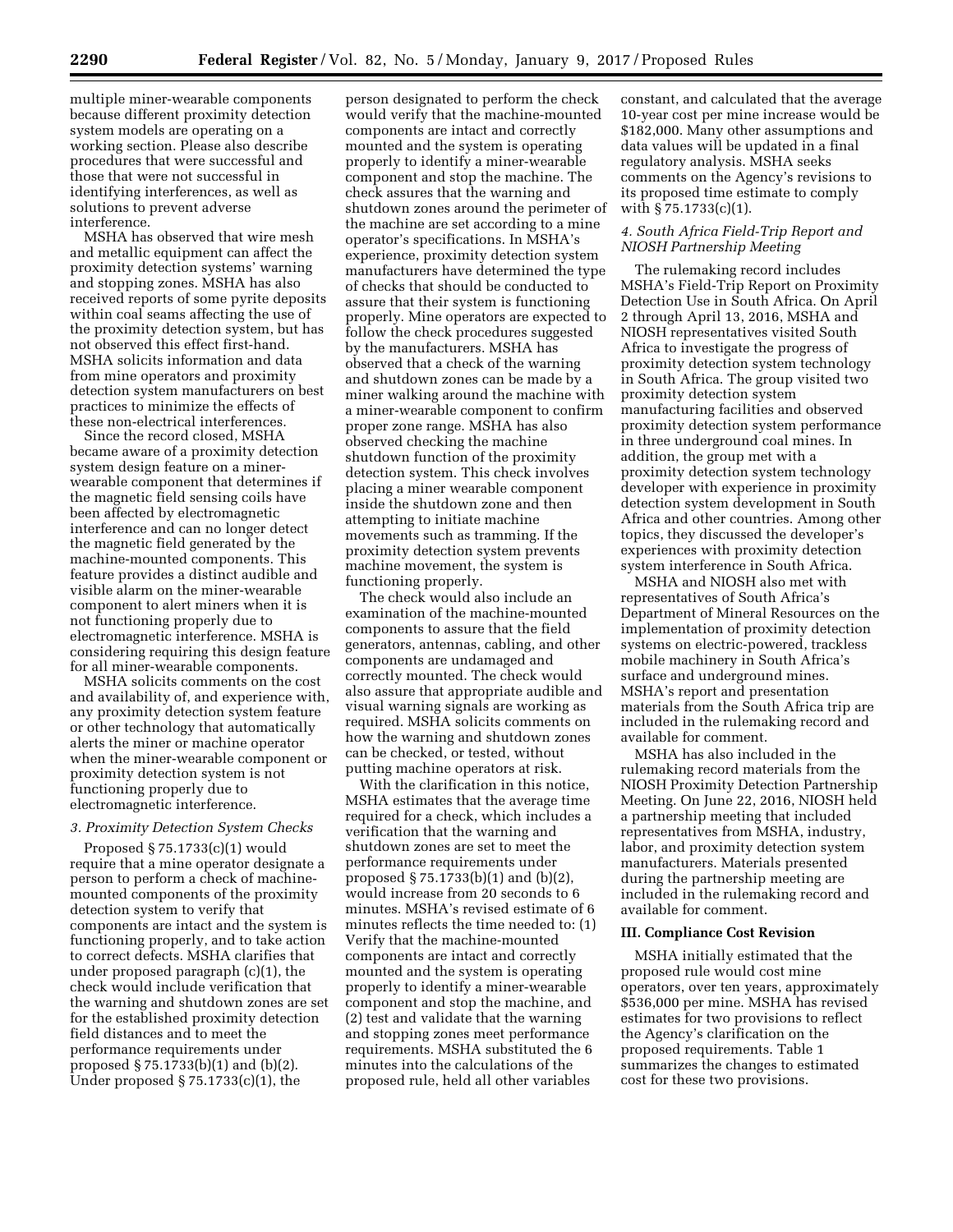multiple miner-wearable components because different proximity detection system models are operating on a working section. Please also describe procedures that were successful and those that were not successful in identifying interferences, as well as solutions to prevent adverse interference.

MSHA has observed that wire mesh and metallic equipment can affect the proximity detection systems' warning and stopping zones. MSHA has also received reports of some pyrite deposits within coal seams affecting the use of the proximity detection system, but has not observed this effect first-hand. MSHA solicits information and data from mine operators and proximity detection system manufacturers on best practices to minimize the effects of these non-electrical interferences.

Since the record closed, MSHA became aware of a proximity detection system design feature on a miner-wearable component that determines if the magnetic field sensing coils have been affected by electromagnetic interference and can no longer detect the magnetic field generated by the machine-mounted components. This feature provides a distinct audible and visible alarm on the miner-wearable component to alert miners when it is not functioning properly due to electromagnetic interference. MSHA is considering requiring this design feature for all miner-wearable components.

MSHA solicits comments on the cost and availability of, and experience with, any proximity detection system feature or other technology that automatically alerts the miner or machine operator when the miner-wearable component or proximity detection system is not functioning properly due to electromagnetic interference.

### *3. Proximity Detection System Checks*

Proposed § 75.1733(c)(1) would require that a mine operator designate a person to perform a check of machine-mounted components of the proximity detection system to verify that components are intact and the system is functioning properly, and to take action to correct defects. MSHA clarifies that under proposed paragraph (c)(1), the check would include verification that the warning and shutdown zones are set for the established proximity detection field distances and to meet the performance requirements under proposed § 75.1733(b)(1) and (b)(2). Under proposed § 75.1733(c)(1), the person designated to perform the check would verify that the machine-mounted components are intact and correctly mounted and the system is operating properly to identify a miner-wearable component and stop the machine. The check assures that the warning and shutdown zones around the perimeter of the machine are set according to a mine operator's specifications. In MSHA's experience, proximity detection system manufacturers have determined the type of checks that should be conducted to assure that their system is functioning properly. Mine operators are expected to follow the check procedures suggested by the manufacturers. MSHA has observed that a check of the warning and shutdown zones can be made by a miner walking around the machine with a miner-wearable component to confirm proper zone range. MSHA has also observed checking the machine shutdown function of the proximity detection system. This check involves placing a miner wearable component inside the shutdown zone and then attempting to initiate machine movements such as tramming. If the proximity detection system prevents machine movement, the system is functioning properly.

The check would also include an examination of the machine-mounted components to assure that the field generators, antennas, cabling, and other components are undamaged and correctly mounted. The check would also assure that appropriate audible and visual warning signals are working as required. MSHA solicits comments on how the warning and shutdown zones can be checked, or tested, without putting machine operators at risk.

With the clarification in this notice, MSHA estimates that the average time required for a check, which includes a verification that the warning and shutdown zones are set to meet the performance requirements under proposed § 75.1733(b)(1) and (b)(2), would increase from 20 seconds to 6 minutes. MSHA's revised estimate of 6 minutes reflects the time needed to: (1) Verify that the machine-mounted components are intact and correctly mounted and the system is operating properly to identify a miner-wearable component and stop the machine, and (2) test and validate that the warning and stopping zones meet performance requirements. MSHA substituted the 6 minutes into the calculations of the proposed rule, held all other variables constant, and calculated that the average 10-year cost per mine increase would be $182,000. Many other assumptions and data values will be updated in a final regulatory analysis. MSHA seeks comments on the Agency's revisions to its proposed time estimate to comply with § 75.1733(c)(1).

### *4. South Africa Field-Trip Report and NIOSH Partnership Meeting*

The rulemaking record includes MSHA's Field-Trip Report on Proximity Detection Use in South Africa. On April 2 through April 13, 2016, MSHA and NIOSH representatives visited South Africa to investigate the progress of proximity detection system technology in South Africa. The group visited two proximity detection system manufacturing facilities and observed proximity detection system performance in three underground coal mines. In addition, the group met with a proximity detection system technology developer with experience in proximity detection system development in South Africa and other countries. Among other topics, they discussed the developer's experiences with proximity detection system interference in South Africa.

MSHA and NIOSH also met with representatives of South Africa's Department of Mineral Resources on the implementation of proximity detection systems on electric-powered, trackless mobile machinery in South Africa's surface and underground mines. MSHA's report and presentation materials from the South Africa trip are included in the rulemaking record and available for comment.

MSHA has also included in the rulemaking record materials from the NIOSH Proximity Detection Partnership Meeting. On June 22, 2016, NIOSH held a partnership meeting that included representatives from MSHA, industry, labor, and proximity detection system manufacturers. Materials presented during the partnership meeting are included in the rulemaking record and available for comment.

## III. Compliance Cost Revision

MSHA initially estimated that the proposed rule would cost mine operators, over ten years, approximately $536,000 per mine. MSHA has revised estimates for two provisions to reflect the Agency's clarification on the proposed requirements. Table 1 summarizes the changes to estimated cost for these two provisions.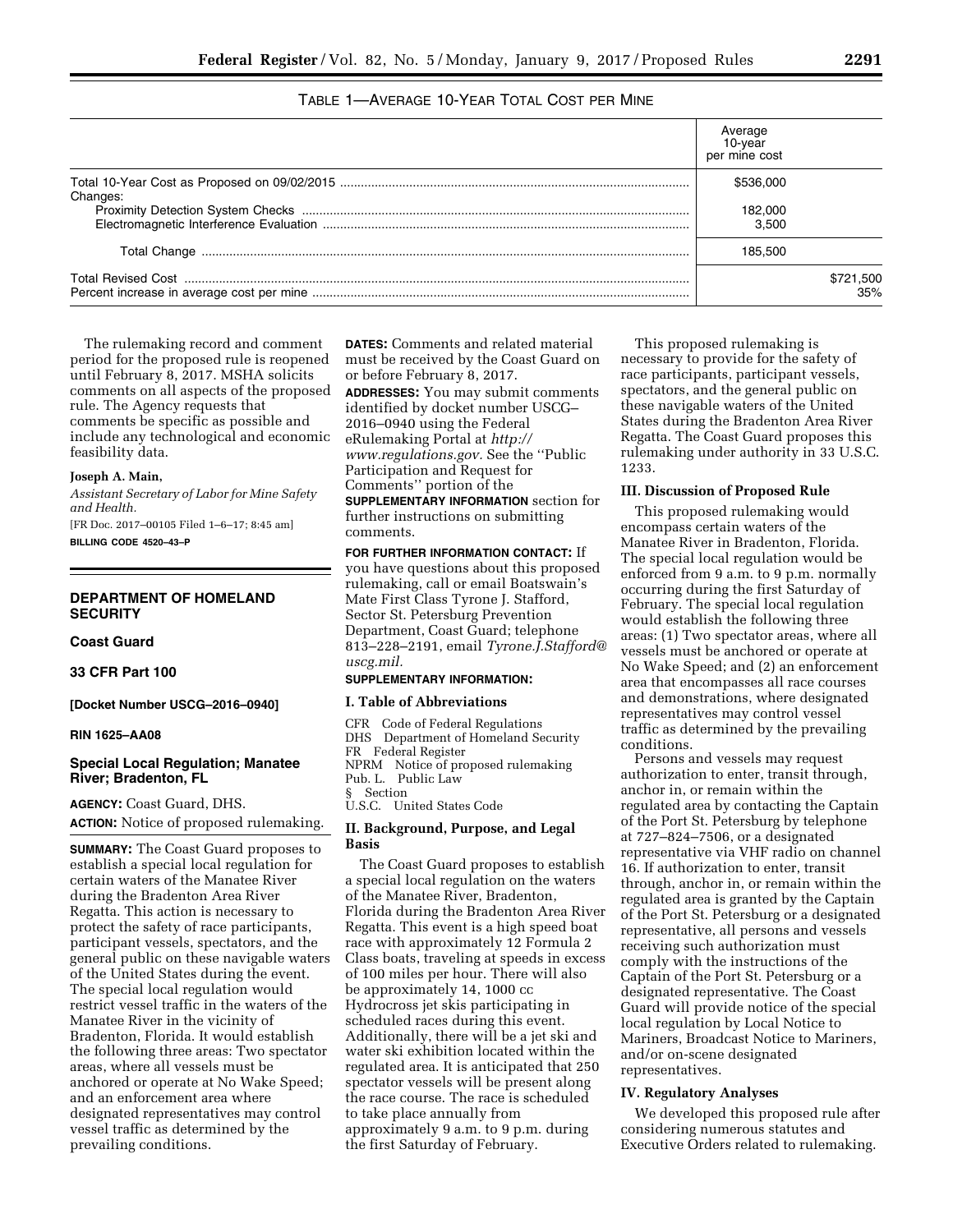TABLE 1—AVERAGE 10-YEAR TOTAL COST PER MINE

| | Average 10-year per mine cost |
|---|---|
| Total 10-Year Cost as Proposed on 09/02/2015 | $536,000 |
| Changes: | |
| Proximity Detection System Checks | 182,000 |
| Electromagnetic Interference Evaluation | 3,500 |
| Total Change | 185,500 |
| Total Revised Cost | $721,500 |
| Percent increase in average cost per mine | 35% |

The rulemaking record and comment period for the proposed rule is reopened until February 8, 2017. MSHA solicits comments on all aspects of the proposed rule. The Agency requests that comments be specific as possible and include any technological and economic feasibility data.

**Joseph A. Main,**

*Assistant Secretary of Labor for Mine Safety and Health.*

[FR Doc. 2017–00105 Filed 1–6–17; 8:45 am]

**BILLING CODE 4520–43–P**

## DEPARTMENT OF HOMELAND SECURITY

### Coast Guard

### 33 CFR Part 100

**[Docket Number USCG–2016–0940]**

**RIN 1625–AA08**

### Special Local Regulation; Manatee River; Bradenton, FL

**AGENCY:** Coast Guard, DHS.

**ACTION:** Notice of proposed rulemaking.

**SUMMARY:** The Coast Guard proposes to establish a special local regulation for certain waters of the Manatee River during the Bradenton Area River Regatta. This action is necessary to protect the safety of race participants, participant vessels, spectators, and the general public on these navigable waters of the United States during the event. The special local regulation would restrict vessel traffic in the waters of the Manatee River in the vicinity of Bradenton, Florida. It would establish the following three areas: Two spectator areas, where all vessels must be anchored or operate at No Wake Speed; and an enforcement area where designated representatives may control vessel traffic as determined by the prevailing conditions.

**DATES:** Comments and related material must be received by the Coast Guard on or before February 8, 2017.

**ADDRESSES:** You may submit comments identified by docket number USCG–2016–0940 using the Federal eRulemaking Portal at *http://www.regulations.gov.* See the ''Public Participation and Request for Comments'' portion of the **SUPPLEMENTARY INFORMATION** section for further instructions on submitting comments.

**FOR FURTHER INFORMATION CONTACT:** If you have questions about this proposed rulemaking, call or email Boatswain's Mate First Class Tyrone J. Stafford, Sector St. Petersburg Prevention Department, Coast Guard; telephone 813–228–2191, email *Tyrone.J.Stafford@uscg.mil.*

**SUPPLEMENTARY INFORMATION:**

### I. Table of Abbreviations

CFR Code of Federal Regulations
DHS Department of Homeland Security
FR Federal Register
NPRM Notice of proposed rulemaking
Pub. L. Public Law
§ Section
U.S.C. United States Code

### II. Background, Purpose, and Legal Basis

The Coast Guard proposes to establish a special local regulation on the waters of the Manatee River, Bradenton, Florida during the Bradenton Area River Regatta. This event is a high speed boat race with approximately 12 Formula 2 Class boats, traveling at speeds in excess of 100 miles per hour. There will also be approximately 14, 1000 cc Hydrocross jet skis participating in scheduled races during this event. Additionally, there will be a jet ski and water ski exhibition located within the regulated area. It is anticipated that 250 spectator vessels will be present along the race course. The race is scheduled to take place annually from approximately 9 a.m. to 9 p.m. during the first Saturday of February.

This proposed rulemaking is necessary to provide for the safety of race participants, participant vessels, spectators, and the general public on these navigable waters of the United States during the Bradenton Area River Regatta. The Coast Guard proposes this rulemaking under authority in 33 U.S.C. 1233.

### III. Discussion of Proposed Rule

This proposed rulemaking would encompass certain waters of the Manatee River in Bradenton, Florida. The special local regulation would be enforced from 9 a.m. to 9 p.m. normally occurring during the first Saturday of February. The special local regulation would establish the following three areas: (1) Two spectator areas, where all vessels must be anchored or operate at No Wake Speed; and (2) an enforcement area that encompasses all race courses and demonstrations, where designated representatives may control vessel traffic as determined by the prevailing conditions.

Persons and vessels may request authorization to enter, transit through, anchor in, or remain within the regulated area by contacting the Captain of the Port St. Petersburg by telephone at 727–824–7506, or a designated representative via VHF radio on channel 16. If authorization to enter, transit through, anchor in, or remain within the regulated area is granted by the Captain of the Port St. Petersburg or a designated representative, all persons and vessels receiving such authorization must comply with the instructions of the Captain of the Port St. Petersburg or a designated representative. The Coast Guard will provide notice of the special local regulation by Local Notice to Mariners, Broadcast Notice to Mariners, and/or on-scene designated representatives.

### IV. Regulatory Analyses

We developed this proposed rule after considering numerous statutes and Executive Orders related to rulemaking.